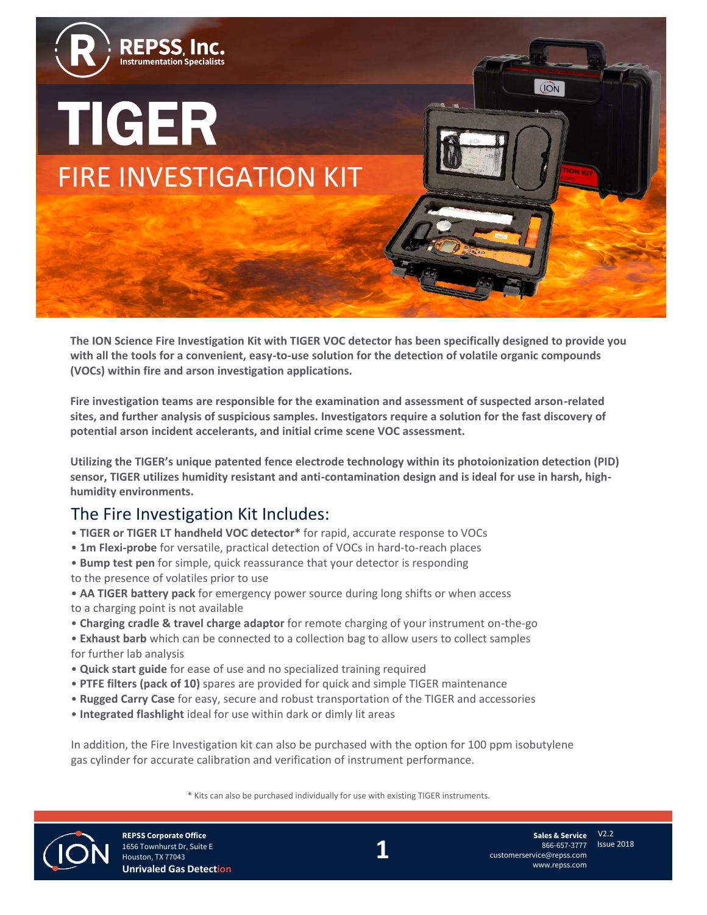REPSS, Inc.
Instrumentation Specialists

# TIGER

## FIRE INVESTIGATION KIT

**The ION Science Fire Investigation Kit with TIGER VOC detector has been specifically designed to provide you with all the tools for a convenient, easy-to-use solution for the detection of volatile organic compounds (VOCs) within fire and arson investigation applications.**

**Fire investigation teams are responsible for the examination and assessment of suspected arson-related sites, and further analysis of suspicious samples. Investigators require a solution for the fast discovery of potential arson incident accelerants, and initial crime scene VOC assessment.**

**Utilizing the TIGER's unique patented fence electrode technology within its photoionization detection (PID) sensor, TIGER utilizes humidity resistant and anti-contamination design and is ideal for use in harsh, high-humidity environments.**

## The Fire Investigation Kit Includes:

- **TIGER or TIGER LT handheld VOC detector*** for rapid, accurate response to VOCs
- **1m Flexi-probe** for versatile, practical detection of VOCs in hard-to-reach places
- **Bump test pen** for simple, quick reassurance that your detector is responding to the presence of volatiles prior to use
- **AA TIGER battery pack** for emergency power source during long shifts or when access to a charging point is not available
- **Charging cradle & travel charge adaptor** for remote charging of your instrument on-the-go
- **Exhaust barb** which can be connected to a collection bag to allow users to collect samples for further lab analysis
- **Quick start guide** for ease of use and no specialized training required
- **PTFE filters (pack of 10)** spares are provided for quick and simple TIGER maintenance
- **Rugged Carry Case** for easy, secure and robust transportation of the TIGER and accessories
- **Integrated flashlight** ideal for use within dark or dimly lit areas

In addition, the Fire Investigation kit can also be purchased with the option for 100 ppm isobutylene gas cylinder for accurate calibration and verification of instrument performance.

\* Kits can also be purchased individually for use with existing TIGER instruments.

**REPSS Corporate Office**
1656 Townhurst Dr, Suite E
Houston, TX 77043
**Unrivaled Gas Detection**

**Sales & Service**
866-657-3777
customerservice@repss.com
www.repss.com

V2.2
Issue 2018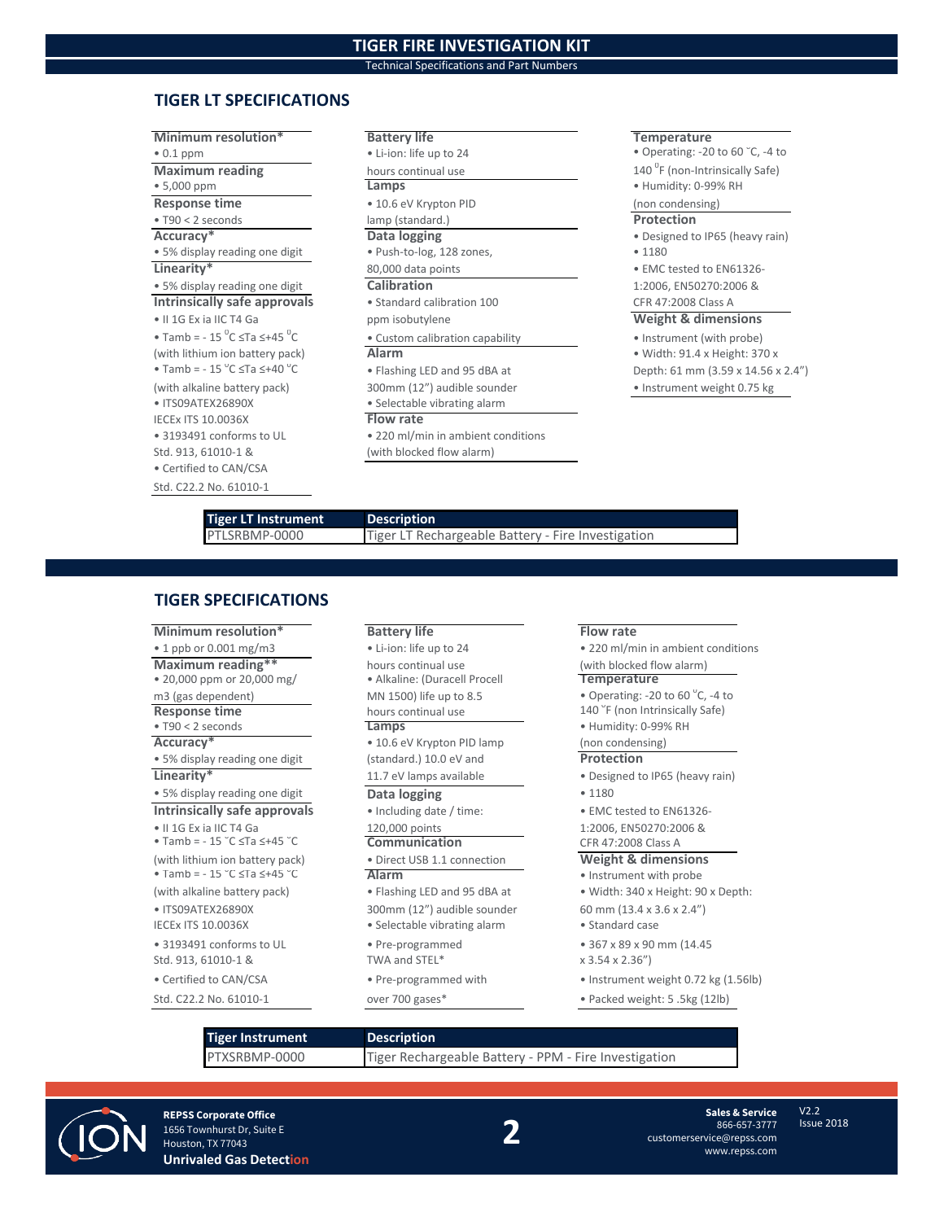# TIGER FIRE INVESTIGATION KIT

Technical Specifications and Part Numbers

## TIGER LT SPECIFICATIONS

**Minimum resolution***
- 0.1 ppm

**Maximum reading**
- 5,000 ppm

**Response time**
- T90 < 2 seconds

**Accuracy***
- 5% display reading one digit

**Linearity***
- 5% display reading one digit

**Intrinsically safe approvals**
- II 1G Ex ia IIC T4 Ga
- Tamb = - 15 $^{0}$C ≤Ta ≤+45 $^{0}$C (with lithium ion battery pack)
- Tamb = - 15 $^{0}$C ≤Ta ≤+40 $^{0}$C (with alkaline battery pack)
- ITS09ATEX26890X IECEx ITS 10.0036X
- 3193491 conforms to UL Std. 913, 61010-1 &
- Certified to CAN/CSA Std. C22.2 No. 61010-1

**Battery life**
- Li-ion: life up to 24 hours continual use

**Lamps**
- 10.6 eV Krypton PID lamp (standard.)

**Data logging**
- Push-to-log, 128 zones, 80,000 data points

**Calibration**
- Standard calibration 100 ppm isobutylene
- Custom calibration capability

**Alarm**
- Flashing LED and 95 dBA at 300mm (12”) audible sounder
- Selectable vibrating alarm

**Flow rate**
- 220 ml/min in ambient conditions (with blocked flow alarm)

**Temperature**
- Operating: -20 to 60 ˚C, -4 to 140 $^{0}$F (non-Intrinsically Safe)
- Humidity: 0-99% RH (non condensing)

**Protection**
- Designed to IP65 (heavy rain)
- 1180
- EMC tested to EN61326-1:2006, EN50270:2006 & CFR 47:2008 Class A

**Weight & dimensions**
- Instrument (with probe)
- Width: 91.4 x Height: 370 x Depth: 61 mm (3.59 x 14.56 x 2.4”)
- Instrument weight 0.75 kg

| Tiger LT Instrument | Description |
|---|---|
| PTLSRBMP-0000 | Tiger LT Rechargeable Battery - Fire Investigation |

## TIGER SPECIFICATIONS

**Minimum resolution***
- 1 ppb or 0.001 mg/m3

**Maximum reading****
- 20,000 ppm or 20,000 mg/m3 (gas dependent)

**Response time**
- T90 < 2 seconds

**Accuracy***
- 5% display reading one digit

**Linearity***
- 5% display reading one digit

**Intrinsically safe approvals**
- II 1G Ex ia IIC T4 Ga
- Tamb = - 15 ˚C ≤Ta ≤+45 ˚C (with lithium ion battery pack)
- Tamb = - 15 ˚C ≤Ta ≤+45 ˚C (with alkaline battery pack)
- ITS09ATEX26890X IECEx ITS 10.0036X
- 3193491 conforms to UL Std. 913, 61010-1 &
- Certified to CAN/CSA Std. C22.2 No. 61010-1

**Battery life**
- Li-ion: life up to 24 hours continual use
- Alkaline: (Duracell Procell MN 1500) life up to 8.5 hours continual use

**Lamps**
- 10.6 eV Krypton PID lamp (standard.) 10.0 eV and 11.7 eV lamps available

**Data logging**
- Including date / time: 120,000 points

**Communication**
- Direct USB 1.1 connection

**Alarm**
- Flashing LED and 95 dBA at 300mm (12”) audible sounder
- Selectable vibrating alarm
- Pre-programmed TWA and STEL*
- Pre-programmed with over 700 gases*

**Flow rate**
- 220 ml/min in ambient conditions (with blocked flow alarm)

**Temperature**
- Operating: -20 to 60 ˚C, -4 to 140 ˚F (non Intrinsically Safe)
- Humidity: 0-99% RH (non condensing)

**Protection**
- Designed to IP65 (heavy rain)
- 1180
- EMC tested to EN61326-1:2006, EN50270:2006 & CFR 47:2008 Class A

**Weight & dimensions**
- Instrument with probe
- Width: 340 x Height: 90 x Depth: 60 mm (13.4 x 3.6 x 2.4”)
- Standard case
- 367 x 89 x 90 mm (14.45 x 3.54 x 2.36”)
- Instrument weight 0.72 kg (1.56lb)
- Packed weight: 5 .5kg (12lb)

| Tiger Instrument | Description |
|---|---|
| PTXSRBMP-0000 | Tiger Rechargeable Battery - PPM - Fire Investigation |

**REPSS Corporate Office**
1656 Townhurst Dr, Suite E
Houston, TX 77043
**Unrivaled Gas Detection**

**Sales & Service**
866-657-3777
customerservice@repss.com
www.repss.com

V2.2
Issue 2018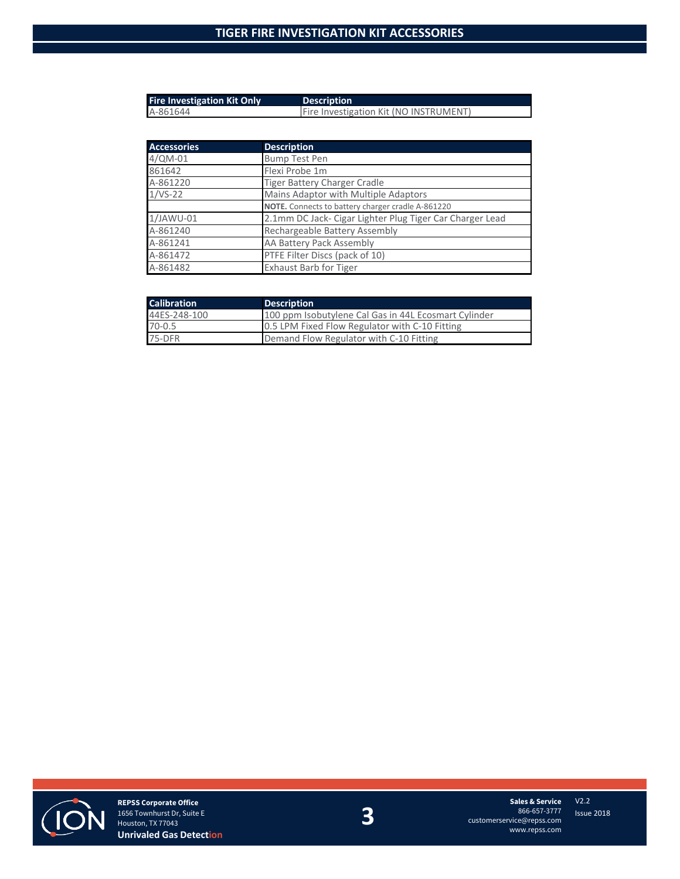# TIGER FIRE INVESTIGATION KIT ACCESSORIES

| Fire Investigation Kit Only | Description |
| --- | --- |
| A-861644 | Fire Investigation Kit (NO INSTRUMENT) |

| Accessories | Description |
| --- | --- |
| 4/QM-01 | Bump Test Pen |
| 861642 | Flexi Probe 1m |
| A-861220 | Tiger Battery Charger Cradle |
| 1/VS-22 | Mains Adaptor with Multiple Adaptors |
| | **NOTE.** Connects to battery charger cradle A-861220 |
| 1/JAWU-01 | 2.1mm DC Jack- Cigar Lighter Plug Tiger Car Charger Lead |
| A-861240 | Rechargeable Battery Assembly |
| A-861241 | AA Battery Pack Assembly |
| A-861472 | PTFE Filter Discs (pack of 10) |
| A-861482 | Exhaust Barb for Tiger |

| Calibration | Description |
| --- | --- |
| 44ES-248-100 | 100 ppm Isobutylene Cal Gas in 44L Ecosmart Cylinder |
| 70-0.5 | 0.5 LPM Fixed Flow Regulator with C-10 Fitting |
| 75-DFR | Demand Flow Regulator with C-10 Fitting |